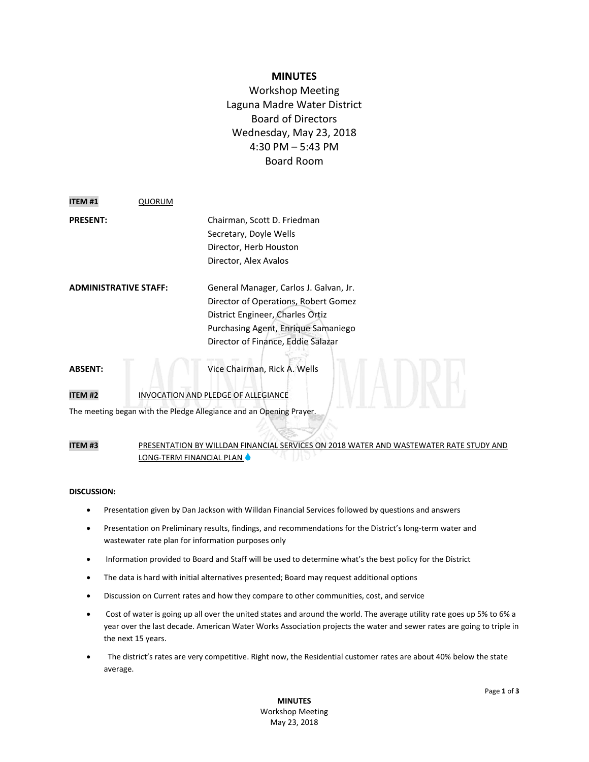# MINUTES

Workshop Meeting
Laguna Madre Water District
Board of Directors
Wednesday, May 23, 2018
4:30 PM – 5:43 PM
Board Room

**ITEM #1** QUORUM

**PRESENT:**

Chairman, Scott D. Friedman
Secretary, Doyle Wells
Director, Herb Houston
Director, Alex Avalos

**ADMINISTRATIVE STAFF:**

General Manager, Carlos J. Galvan, Jr.
Director of Operations, Robert Gomez
District Engineer, Charles Ortiz
Purchasing Agent, Enrique Samaniego
Director of Finance, Eddie Salazar

**ABSENT:**

Vice Chairman, Rick A. Wells

**ITEM #2** INVOCATION AND PLEDGE OF ALLEGIANCE

The meeting began with the Pledge Allegiance and an Opening Prayer.

**ITEM #3** PRESENTATION BY WILLDAN FINANCIAL SERVICES ON 2018 WATER AND WASTEWATER RATE STUDY AND LONG-TERM FINANCIAL PLAN 💧

**DISCUSSION:**

- Presentation given by Dan Jackson with Willdan Financial Services followed by questions and answers
- Presentation on Preliminary results, findings, and recommendations for the District's long-term water and wastewater rate plan for information purposes only
- Information provided to Board and Staff will be used to determine what's the best policy for the District
- The data is hard with initial alternatives presented; Board may request additional options
- Discussion on Current rates and how they compare to other communities, cost, and service
- Cost of water is going up all over the united states and around the world. The average utility rate goes up 5% to 6% a year over the last decade. American Water Works Association projects the water and sewer rates are going to triple in the next 15 years.
- The district's rates are very competitive. Right now, the Residential customer rates are about 40% below the state average.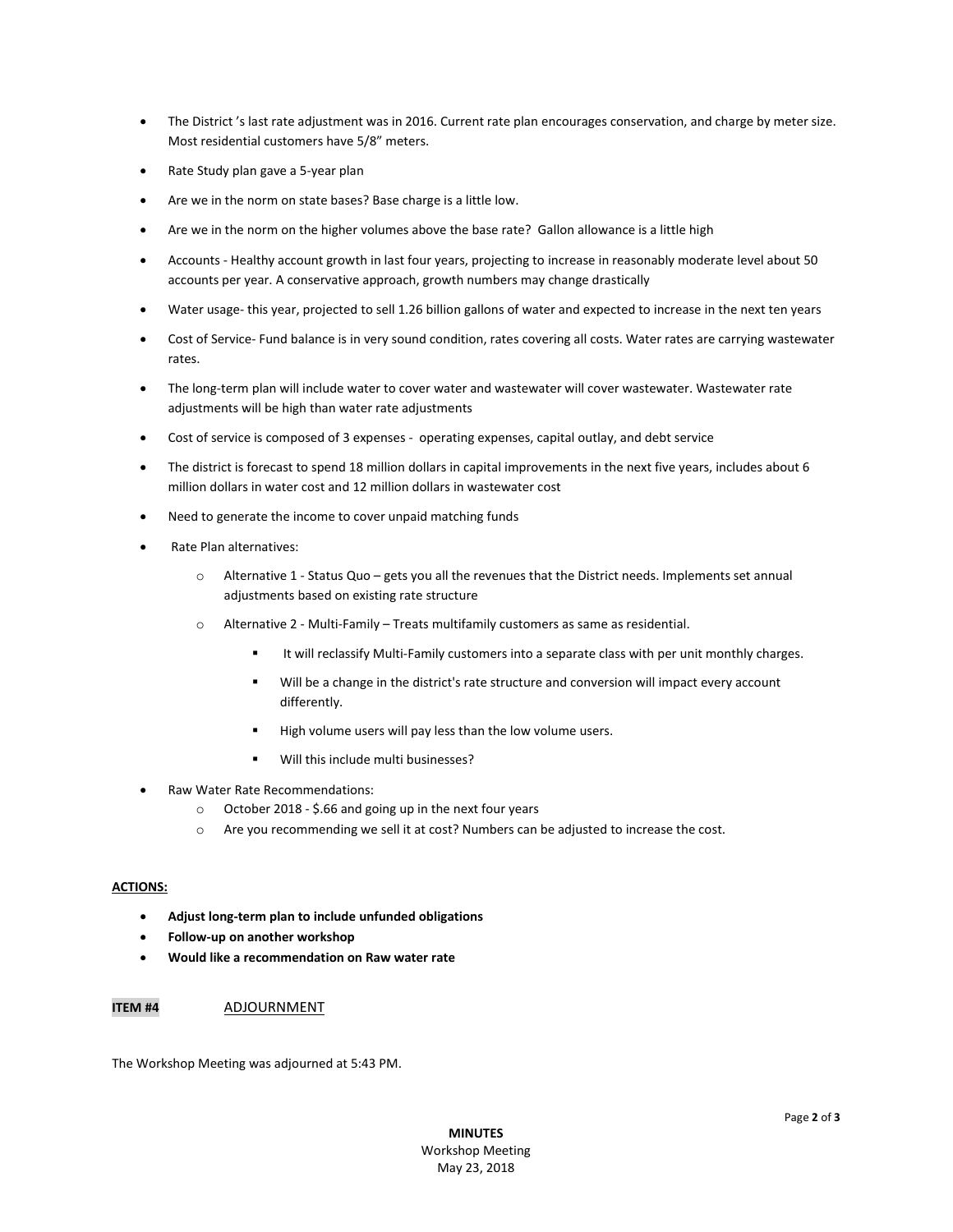- The District ’s last rate adjustment was in 2016. Current rate plan encourages conservation, and charge by meter size. Most residential customers have 5/8” meters.
- Rate Study plan gave a 5-year plan
- Are we in the norm on state bases? Base charge is a little low.
- Are we in the norm on the higher volumes above the base rate? Gallon allowance is a little high
- Accounts - Healthy account growth in last four years, projecting to increase in reasonably moderate level about 50 accounts per year. A conservative approach, growth numbers may change drastically
- Water usage- this year, projected to sell 1.26 billion gallons of water and expected to increase in the next ten years
- Cost of Service- Fund balance is in very sound condition, rates covering all costs. Water rates are carrying wastewater rates.
- The long-term plan will include water to cover water and wastewater will cover wastewater. Wastewater rate adjustments will be high than water rate adjustments
- Cost of service is composed of 3 expenses - operating expenses, capital outlay, and debt service
- The district is forecast to spend 18 million dollars in capital improvements in the next five years, includes about 6 million dollars in water cost and 12 million dollars in wastewater cost
- Need to generate the income to cover unpaid matching funds
- Rate Plan alternatives:
  - Alternative 1 - Status Quo – gets you all the revenues that the District needs. Implements set annual adjustments based on existing rate structure
  - Alternative 2 - Multi-Family – Treats multifamily customers as same as residential.
    - It will reclassify Multi-Family customers into a separate class with per unit monthly charges.
    - Will be a change in the district's rate structure and conversion will impact every account differently.
    - High volume users will pay less than the low volume users.
    - Will this include multi businesses?
- Raw Water Rate Recommendations:
  - October 2018 - $.66 and going up in the next four years
  - Are you recommending we sell it at cost? Numbers can be adjusted to increase the cost.

**ACTIONS:**

- **Adjust long-term plan to include unfunded obligations**
- **Follow-up on another workshop**
- **Would like a recommendation on Raw water rate**

**ITEM #4** ADJOURNMENT

The Workshop Meeting was adjourned at 5:43 PM.

**MINUTES**
Workshop Meeting
May 23, 2018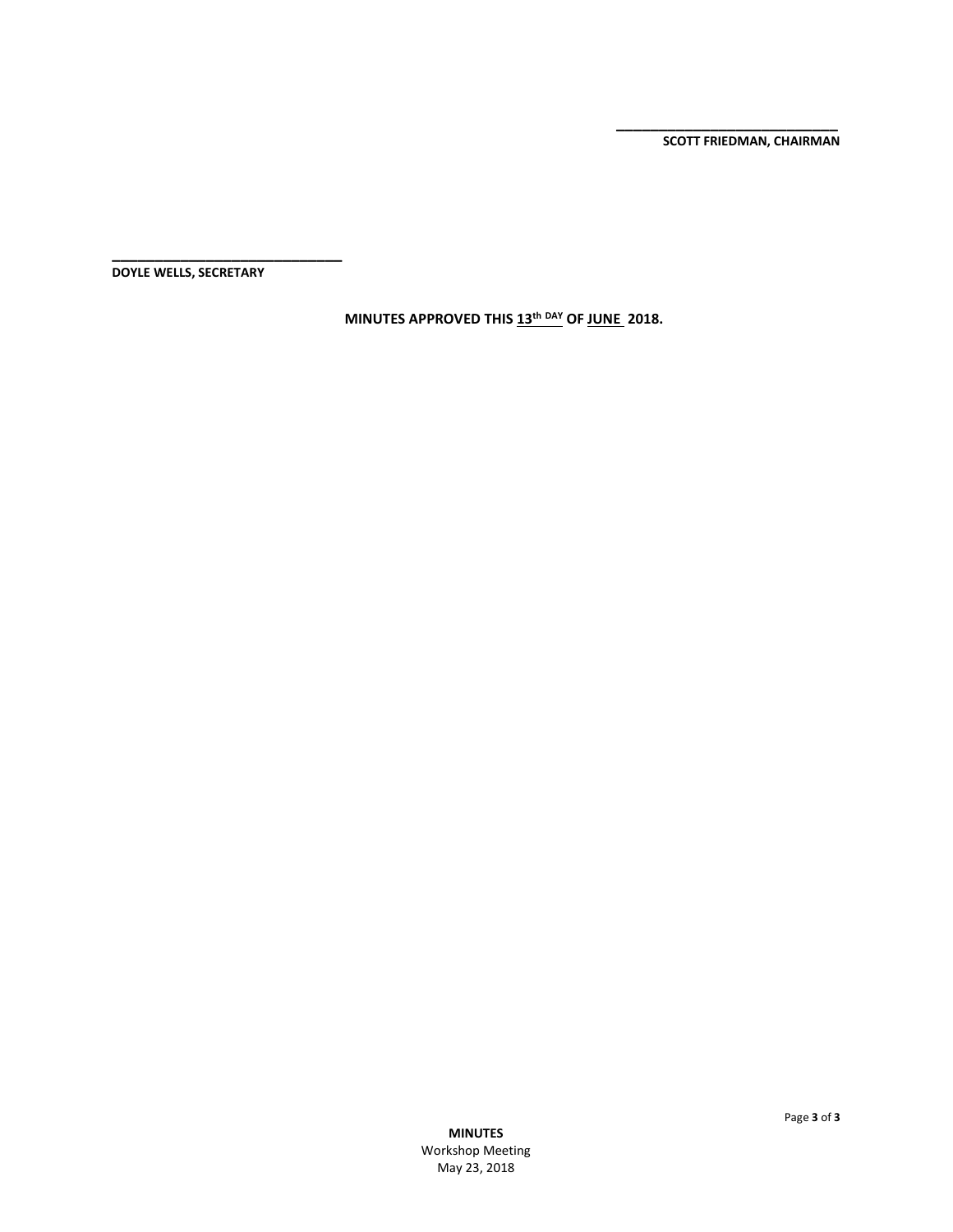______________________________
**SCOTT FRIEDMAN, CHAIRMAN**

______________________________
**DOYLE WELLS, SECRETARY**

**MINUTES APPROVED THIS 13th DAY OF JUNE 2018.**

**MINUTES**
Workshop Meeting
May 23, 2018